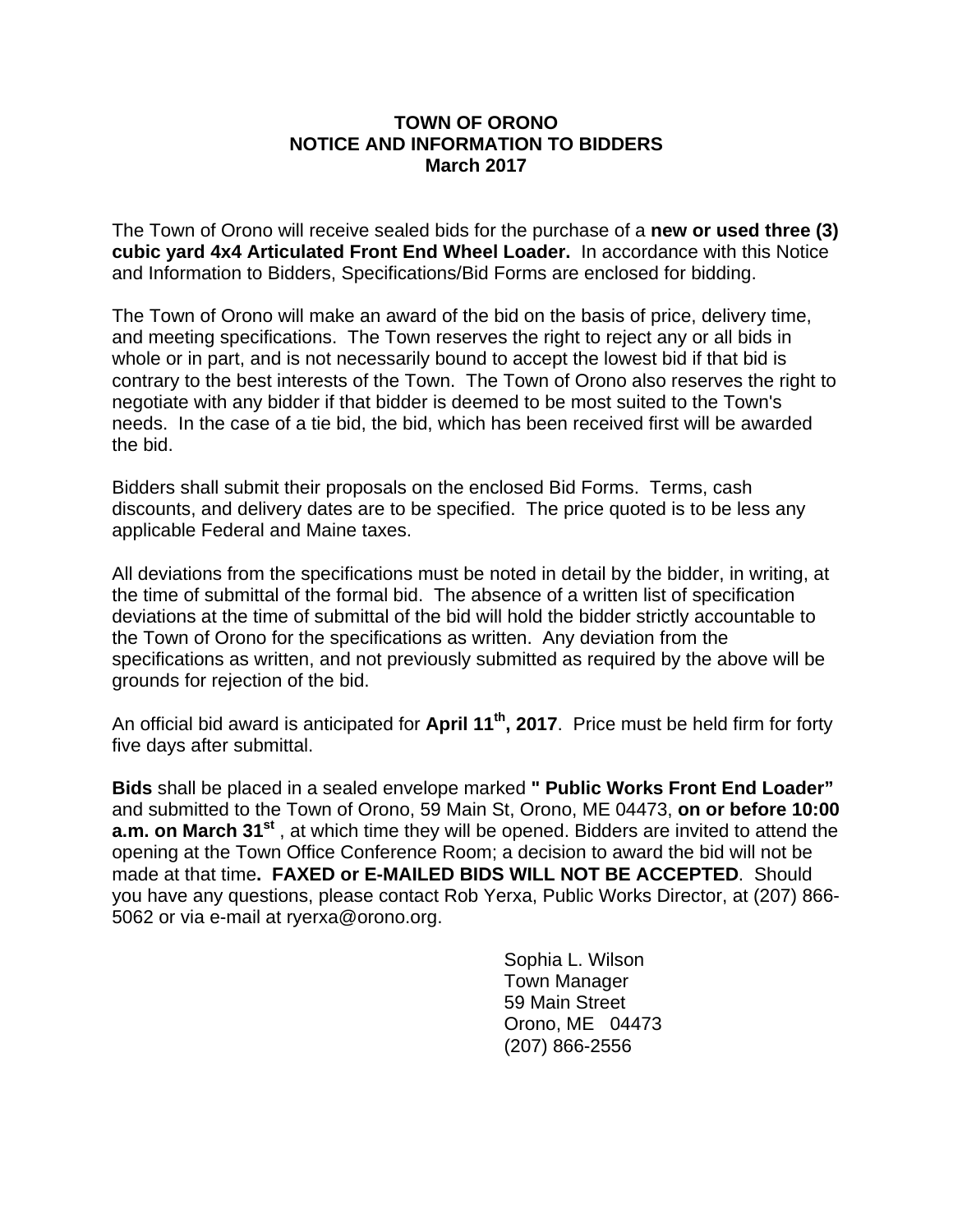# TOWN OF ORONO
## NOTICE AND INFORMATION TO BIDDERS
### March 2017

The Town of Orono will receive sealed bids for the purchase of a **new or used three (3) cubic yard 4x4 Articulated Front End Wheel Loader.** In accordance with this Notice and Information to Bidders, Specifications/Bid Forms are enclosed for bidding.

The Town of Orono will make an award of the bid on the basis of price, delivery time, and meeting specifications. The Town reserves the right to reject any or all bids in whole or in part, and is not necessarily bound to accept the lowest bid if that bid is contrary to the best interests of the Town. The Town of Orono also reserves the right to negotiate with any bidder if that bidder is deemed to be most suited to the Town's needs. In the case of a tie bid, the bid, which has been received first will be awarded the bid.

Bidders shall submit their proposals on the enclosed Bid Forms. Terms, cash discounts, and delivery dates are to be specified. The price quoted is to be less any applicable Federal and Maine taxes.

All deviations from the specifications must be noted in detail by the bidder, in writing, at the time of submittal of the formal bid. The absence of a written list of specification deviations at the time of submittal of the bid will hold the bidder strictly accountable to the Town of Orono for the specifications as written. Any deviation from the specifications as written, and not previously submitted as required by the above will be grounds for rejection of the bid.

An official bid award is anticipated for **April 11th, 2017**. Price must be held firm for forty five days after submittal.

**Bids** shall be placed in a sealed envelope marked **" Public Works Front End Loader"** and submitted to the Town of Orono, 59 Main St, Orono, ME 04473, **on or before 10:00 a.m. on March 31st** , at which time they will be opened. Bidders are invited to attend the opening at the Town Office Conference Room; a decision to award the bid will not be made at that time**. FAXED or E-MAILED BIDS WILL NOT BE ACCEPTED**. Should you have any questions, please contact Rob Yerxa, Public Works Director, at (207) 866-5062 or via e-mail at ryerxa@orono.org.

Sophia L. Wilson
Town Manager
59 Main Street
Orono, ME 04473
(207) 866-2556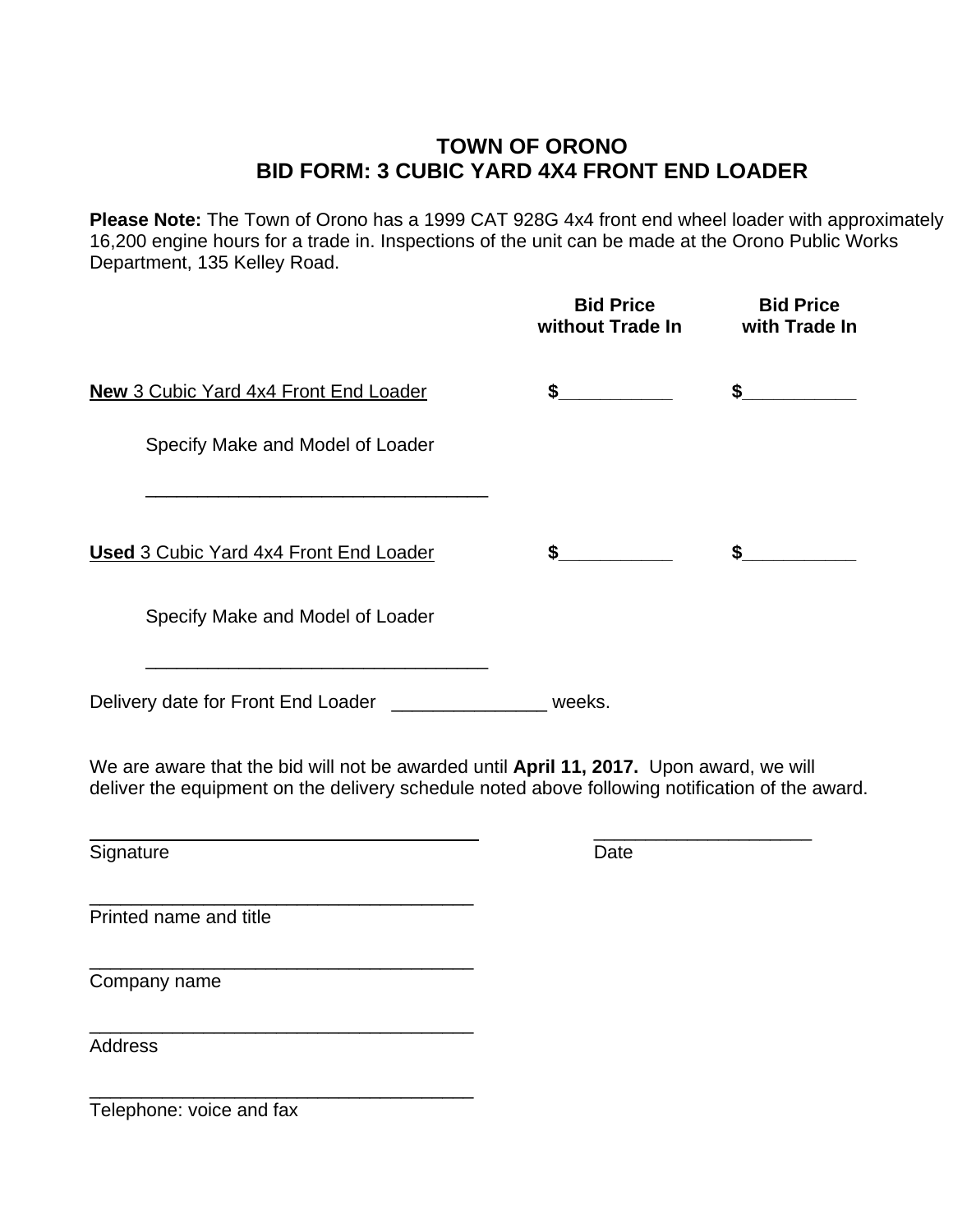# TOWN OF ORONO
## BID FORM: 3 CUBIC YARD 4X4 FRONT END LOADER

**Please Note:** The Town of Orono has a 1999 CAT 928G 4x4 front end wheel loader with approximately 16,200 engine hours for a trade in. Inspections of the unit can be made at the Orono Public Works Department, 135 Kelley Road.

| | **Bid Price without Trade In** | **Bid Price with Trade In** |
|---|---|---|
| **New** 3 Cubic Yard 4x4 Front End Loader | $___________ | $___________ |
| Specify Make and Model of Loader<br>_________________________________ | | |
| **Used** 3 Cubic Yard 4x4 Front End Loader | $___________ | $___________ |
| Specify Make and Model of Loader<br>_________________________________ | | |

Delivery date for Front End Loader _______________ weeks.

We are aware that the bid will not be awarded until **April 11, 2017.** Upon award, we will deliver the equipment on the delivery schedule noted above following notification of the award.

_____________________________________ _____________________
Signature Date

_____________________________________
Printed name and title

_____________________________________
Company name

_____________________________________
Address

_____________________________________
Telephone: voice and fax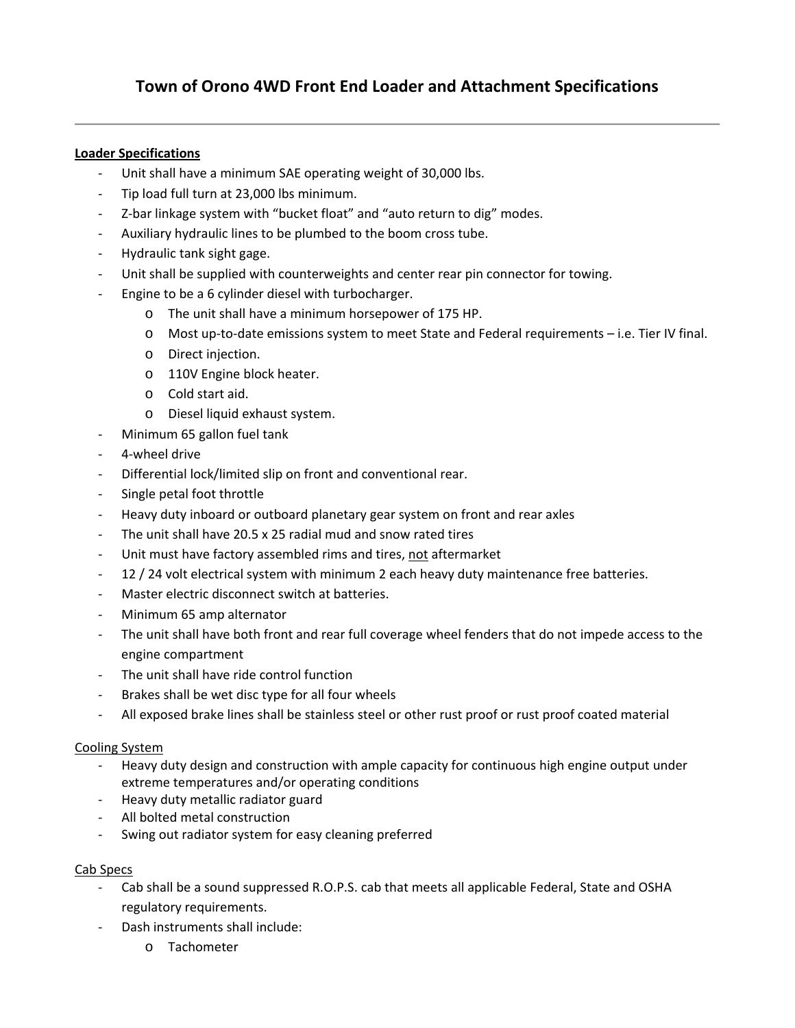# Town of Orono 4WD Front End Loader and Attachment Specifications

---

**Loader Specifications**

- Unit shall have a minimum SAE operating weight of 30,000 lbs.
- Tip load full turn at 23,000 lbs minimum.
- Z-bar linkage system with "bucket float" and "auto return to dig" modes.
- Auxiliary hydraulic lines to be plumbed to the boom cross tube.
- Hydraulic tank sight gage.
- Unit shall be supplied with counterweights and center rear pin connector for towing.
- Engine to be a 6 cylinder diesel with turbocharger.
  - The unit shall have a minimum horsepower of 175 HP.
  - Most up-to-date emissions system to meet State and Federal requirements – i.e. Tier IV final.
  - Direct injection.
  - 110V Engine block heater.
  - Cold start aid.
  - Diesel liquid exhaust system.
- Minimum 65 gallon fuel tank
- 4-wheel drive
- Differential lock/limited slip on front and conventional rear.
- Single petal foot throttle
- Heavy duty inboard or outboard planetary gear system on front and rear axles
- The unit shall have 20.5 x 25 radial mud and snow rated tires
- Unit must have factory assembled rims and tires, not aftermarket
- 12 / 24 volt electrical system with minimum 2 each heavy duty maintenance free batteries.
- Master electric disconnect switch at batteries.
- Minimum 65 amp alternator
- The unit shall have both front and rear full coverage wheel fenders that do not impede access to the engine compartment
- The unit shall have ride control function
- Brakes shall be wet disc type for all four wheels
- All exposed brake lines shall be stainless steel or other rust proof or rust proof coated material

Cooling System

- Heavy duty design and construction with ample capacity for continuous high engine output under extreme temperatures and/or operating conditions
- Heavy duty metallic radiator guard
- All bolted metal construction
- Swing out radiator system for easy cleaning preferred

Cab Specs

- Cab shall be a sound suppressed R.O.P.S. cab that meets all applicable Federal, State and OSHA regulatory requirements.
- Dash instruments shall include:
  - Tachometer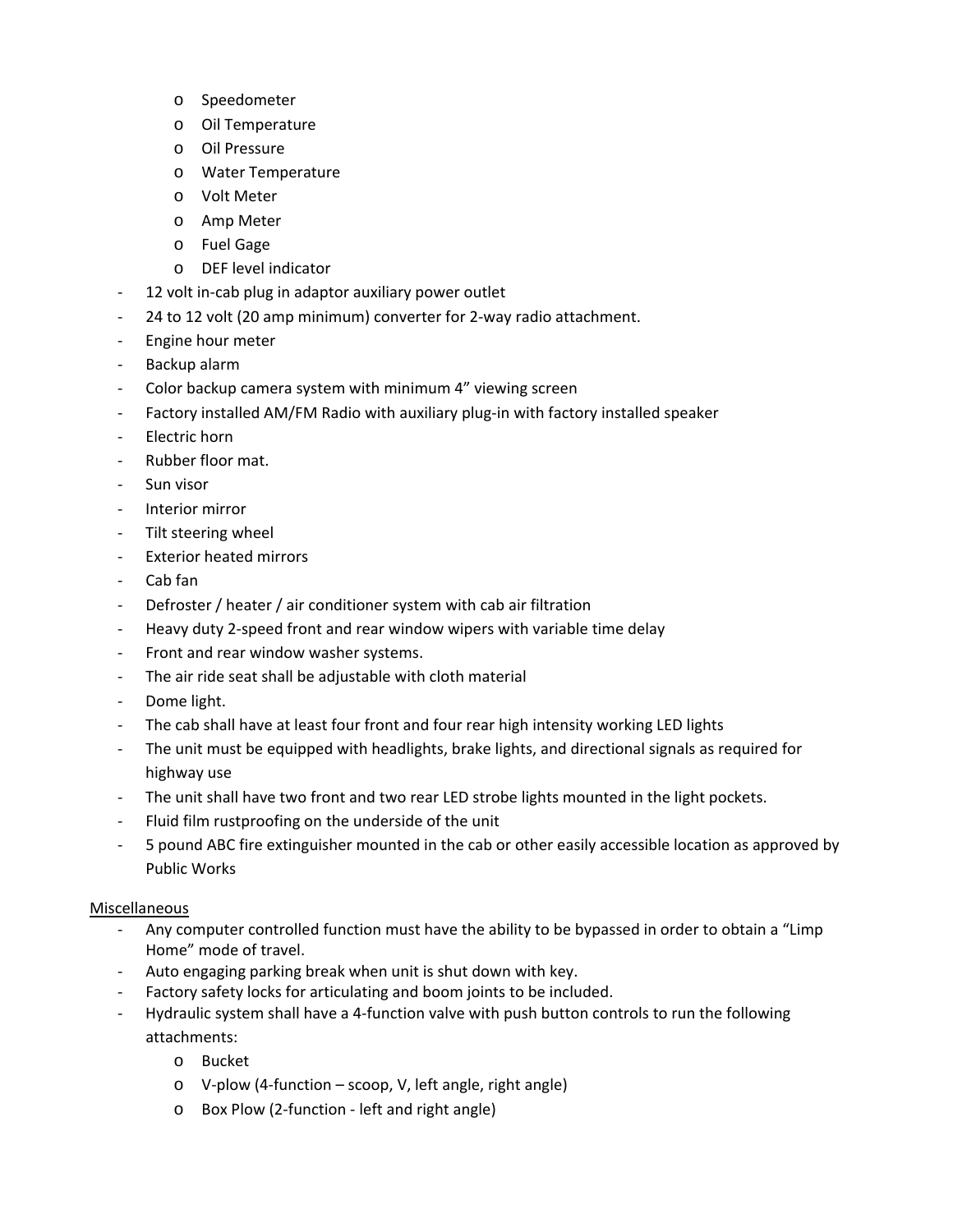- Speedometer
  - Oil Temperature
  - Oil Pressure
  - Water Temperature
  - Volt Meter
  - Amp Meter
  - Fuel Gage
  - DEF level indicator
- 12 volt in-cab plug in adaptor auxiliary power outlet
- 24 to 12 volt (20 amp minimum) converter for 2-way radio attachment.
- Engine hour meter
- Backup alarm
- Color backup camera system with minimum 4" viewing screen
- Factory installed AM/FM Radio with auxiliary plug-in with factory installed speaker
- Electric horn
- Rubber floor mat.
- Sun visor
- Interior mirror
- Tilt steering wheel
- Exterior heated mirrors
- Cab fan
- Defroster / heater / air conditioner system with cab air filtration
- Heavy duty 2-speed front and rear window wipers with variable time delay
- Front and rear window washer systems.
- The air ride seat shall be adjustable with cloth material
- Dome light.
- The cab shall have at least four front and four rear high intensity working LED lights
- The unit must be equipped with headlights, brake lights, and directional signals as required for highway use
- The unit shall have two front and two rear LED strobe lights mounted in the light pockets.
- Fluid film rustproofing on the underside of the unit
- 5 pound ABC fire extinguisher mounted in the cab or other easily accessible location as approved by Public Works

<u>Miscellaneous</u>

- Any computer controlled function must have the ability to be bypassed in order to obtain a "Limp Home" mode of travel.
- Auto engaging parking break when unit is shut down with key.
- Factory safety locks for articulating and boom joints to be included.
- Hydraulic system shall have a 4-function valve with push button controls to run the following attachments:
  - Bucket
  - V-plow (4-function – scoop, V, left angle, right angle)
  - Box Plow (2-function - left and right angle)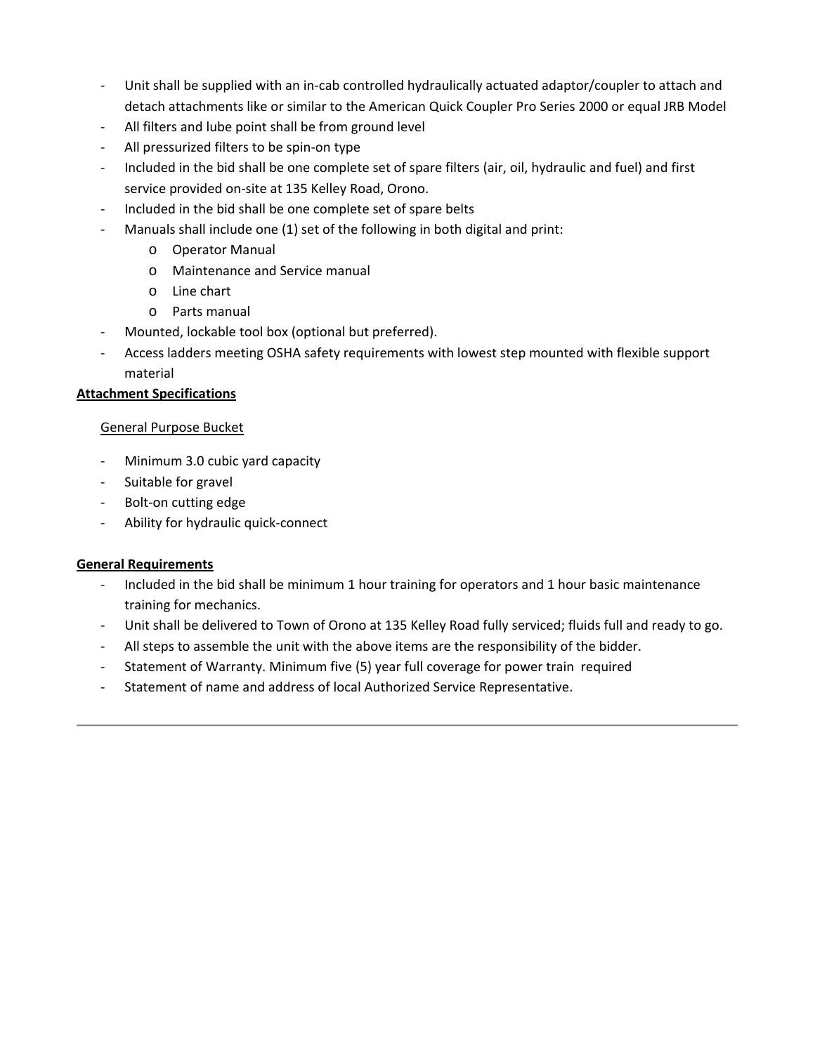- Unit shall be supplied with an in-cab controlled hydraulically actuated adaptor/coupler to attach and detach attachments like or similar to the American Quick Coupler Pro Series 2000 or equal JRB Model
- All filters and lube point shall be from ground level
- All pressurized filters to be spin-on type
- Included in the bid shall be one complete set of spare filters (air, oil, hydraulic and fuel) and first service provided on-site at 135 Kelley Road, Orono.
- Included in the bid shall be one complete set of spare belts
- Manuals shall include one (1) set of the following in both digital and print:
  - Operator Manual
  - Maintenance and Service manual
  - Line chart
  - Parts manual
- Mounted, lockable tool box (optional but preferred).
- Access ladders meeting OSHA safety requirements with lowest step mounted with flexible support material

**Attachment Specifications**

General Purpose Bucket

- Minimum 3.0 cubic yard capacity
- Suitable for gravel
- Bolt-on cutting edge
- Ability for hydraulic quick-connect

**General Requirements**

- Included in the bid shall be minimum 1 hour training for operators and 1 hour basic maintenance training for mechanics.
- Unit shall be delivered to Town of Orono at 135 Kelley Road fully serviced; fluids full and ready to go.
- All steps to assemble the unit with the above items are the responsibility of the bidder.
- Statement of Warranty. Minimum five (5) year full coverage for power train required
- Statement of name and address of local Authorized Service Representative.